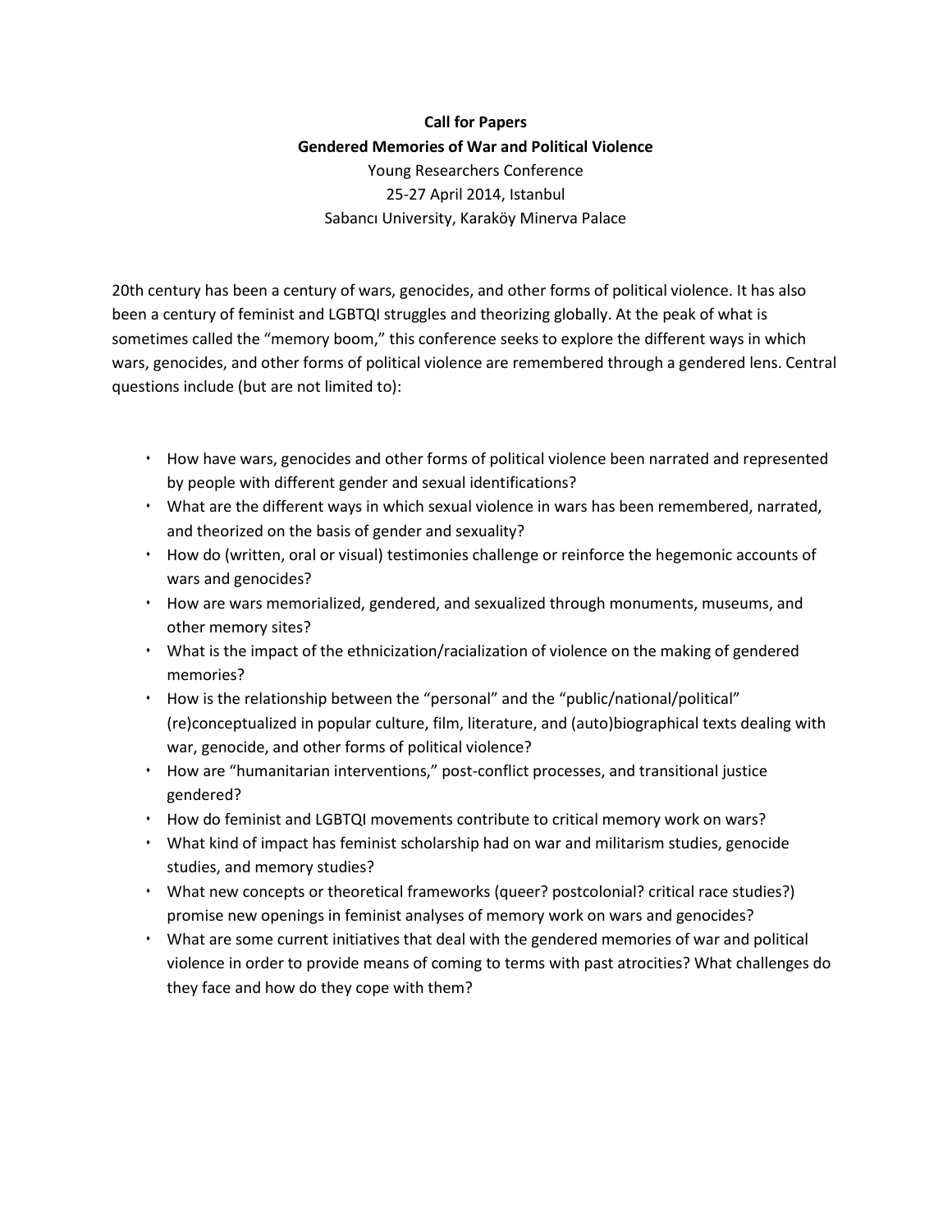**Call for Papers**

**Gendered Memories of War and Political Violence**

Young Researchers Conference

25-27 April 2014, Istanbul

Sabancı University, Karaköy Minerva Palace

20th century has been a century of wars, genocides, and other forms of political violence. It has also been a century of feminist and LGBTQI struggles and theorizing globally. At the peak of what is sometimes called the "memory boom," this conference seeks to explore the different ways in which wars, genocides, and other forms of political violence are remembered through a gendered lens. Central questions include (but are not limited to):

- How have wars, genocides and other forms of political violence been narrated and represented by people with different gender and sexual identifications?
- What are the different ways in which sexual violence in wars has been remembered, narrated, and theorized on the basis of gender and sexuality?
- How do (written, oral or visual) testimonies challenge or reinforce the hegemonic accounts of wars and genocides?
- How are wars memorialized, gendered, and sexualized through monuments, museums, and other memory sites?
- What is the impact of the ethnicization/racialization of violence on the making of gendered memories?
- How is the relationship between the "personal" and the "public/national/political" (re)conceptualized in popular culture, film, literature, and (auto)biographical texts dealing with war, genocide, and other forms of political violence?
- How are "humanitarian interventions," post-conflict processes, and transitional justice gendered?
- How do feminist and LGBTQI movements contribute to critical memory work on wars?
- What kind of impact has feminist scholarship had on war and militarism studies, genocide studies, and memory studies?
- What new concepts or theoretical frameworks (queer? postcolonial? critical race studies?) promise new openings in feminist analyses of memory work on wars and genocides?
- What are some current initiatives that deal with the gendered memories of war and political violence in order to provide means of coming to terms with past atrocities? What challenges do they face and how do they cope with them?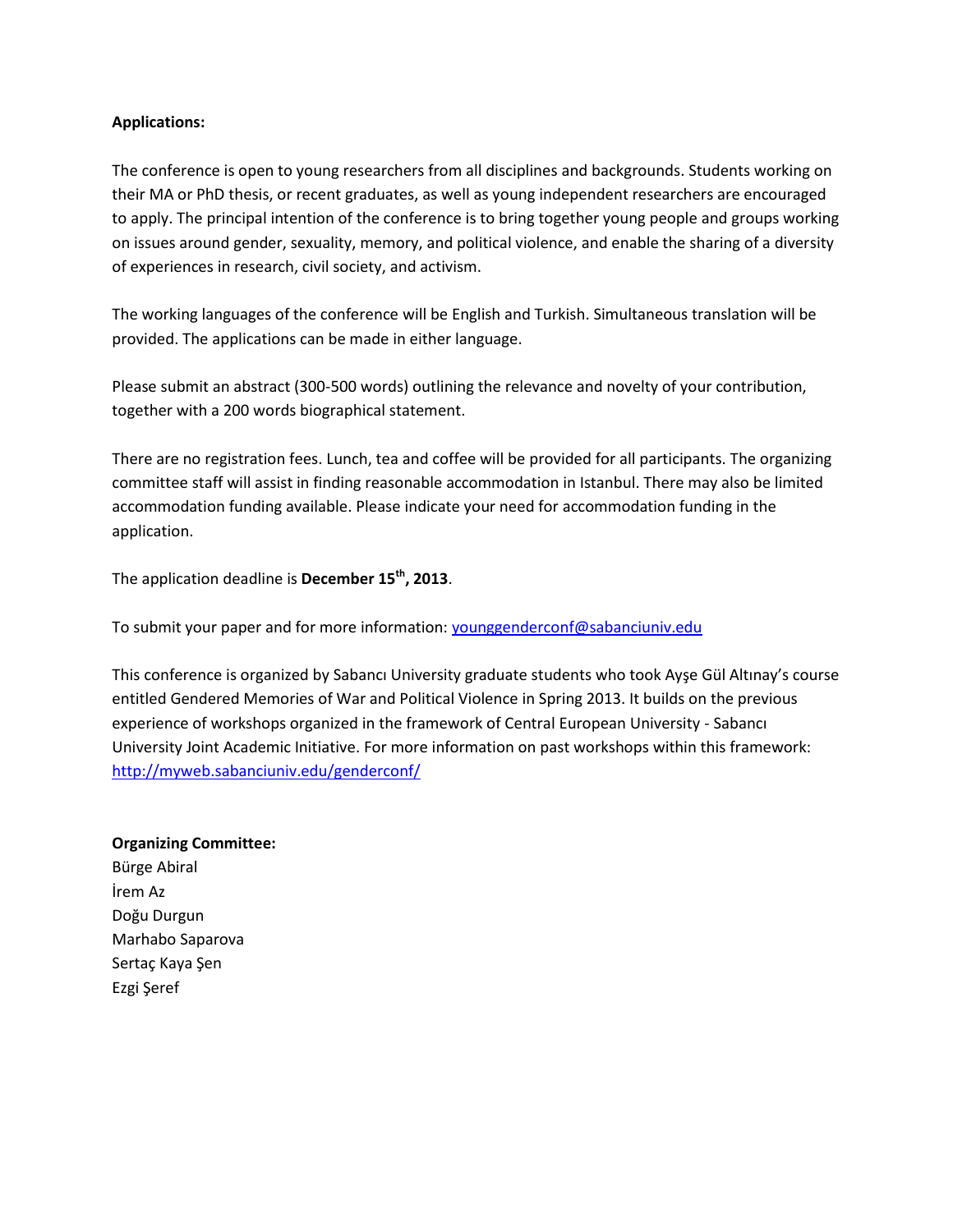**Applications:**

The conference is open to young researchers from all disciplines and backgrounds. Students working on their MA or PhD thesis, or recent graduates, as well as young independent researchers are encouraged to apply. The principal intention of the conference is to bring together young people and groups working on issues around gender, sexuality, memory, and political violence, and enable the sharing of a diversity of experiences in research, civil society, and activism.

The working languages of the conference will be English and Turkish. Simultaneous translation will be provided. The applications can be made in either language.

Please submit an abstract (300-500 words) outlining the relevance and novelty of your contribution, together with a 200 words biographical statement.

There are no registration fees. Lunch, tea and coffee will be provided for all participants. The organizing committee staff will assist in finding reasonable accommodation in Istanbul. There may also be limited accommodation funding available. Please indicate your need for accommodation funding in the application.

The application deadline is **December 15th, 2013**.

To submit your paper and for more information: younggenderconf@sabanciuniv.edu

This conference is organized by Sabancı University graduate students who took Ayşe Gül Altınay's course entitled Gendered Memories of War and Political Violence in Spring 2013. It builds on the previous experience of workshops organized in the framework of Central European University - Sabancı University Joint Academic Initiative. For more information on past workshops within this framework: http://myweb.sabanciuniv.edu/genderconf/

**Organizing Committee:**

Bürge Abiral
İrem Az
Doğu Durgun
Marhabo Saparova
Sertaç Kaya Şen
Ezgi Şeref